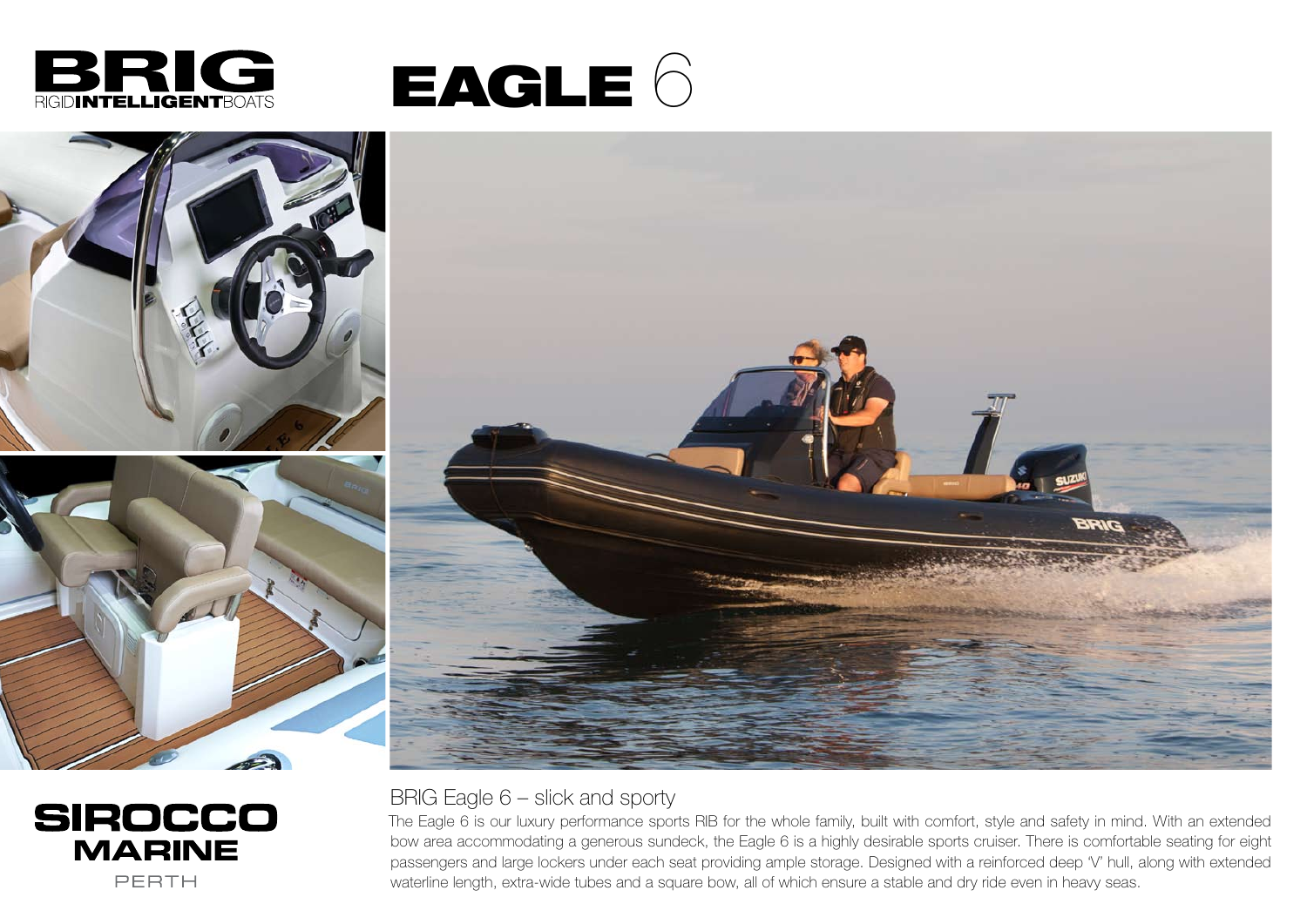BRIG
RIGID**INTELLIGENT**BOATS

# EAGLE 6

## BRIG Eagle 6 – slick and sporty

The Eagle 6 is our luxury performance sports RIB for the whole family, built with comfort, style and safety in mind. With an extended bow area accommodating a generous sundeck, the Eagle 6 is a highly desirable sports cruiser. There is comfortable seating for eight passengers and large lockers under each seat providing ample storage. Designed with a reinforced deep 'V' hull, along with extended waterline length, extra-wide tubes and a square bow, all of which ensure a stable and dry ride even in heavy seas.

**SIROCCO MARINE**
PERTH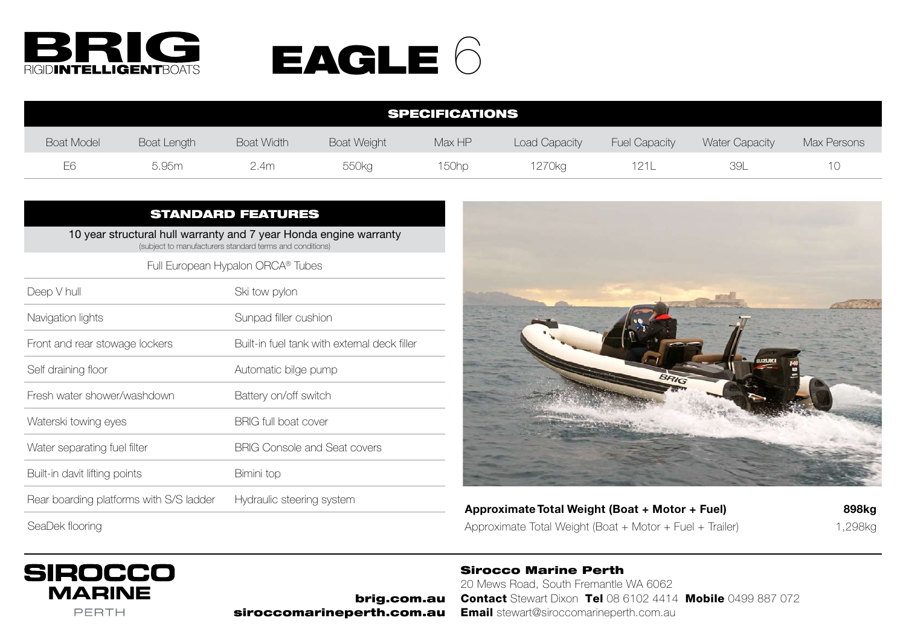# BRIG

RIGID**INTELLIGENT**BOATS

# EAGLE 6

## SPECIFICATIONS

| Boat Model | Boat Length | Boat Width | Boat Weight | Max HP | Load Capacity | Fuel Capacity | Water Capacity | Max Persons |
|---|---|---|---|---|---|---|---|---|
| E6 | 5.95m | 2.4m | 550kg | 150hp | 1270kg | 121L | 39L | 10 |

## STANDARD FEATURES

10 year structural hull warranty and 7 year Honda engine warranty
(subject to manufacturers standard terms and conditions)

Full European Hypalon ORCA® Tubes

| | |
|---|---|
| Deep V hull | Ski tow pylon |
| Navigation lights | Sunpad filler cushion |
| Front and rear stowage lockers | Built-in fuel tank with external deck filler |
| Self draining floor | Automatic bilge pump |
| Fresh water shower/washdown | Battery on/off switch |
| Waterski towing eyes | BRIG full boat cover |
| Water separating fuel filter | BRIG Console and Seat covers |
| Built-in davit lifting points | Bimini top |
| Rear boarding platforms with S/S ladder | Hydraulic steering system |
| SeaDek flooring | |

| | |
|---|---|
| **Approximate Total Weight (Boat + Motor + Fuel)** | **898kg** |
| Approximate Total Weight (Boat + Motor + Fuel + Trailer) | 1,298kg |

**SIROCCO MARINE**
PERTH

**brig.com.au**
**siroccomarineperth.com.au**

**Sirocco Marine Perth**
20 Mews Road, South Fremantle WA 6062
**Contact** Stewart Dixon **Tel** 08 6102 4414 **Mobile** 0499 887 072
**Email** stewart@siroccomarineperth.com.au